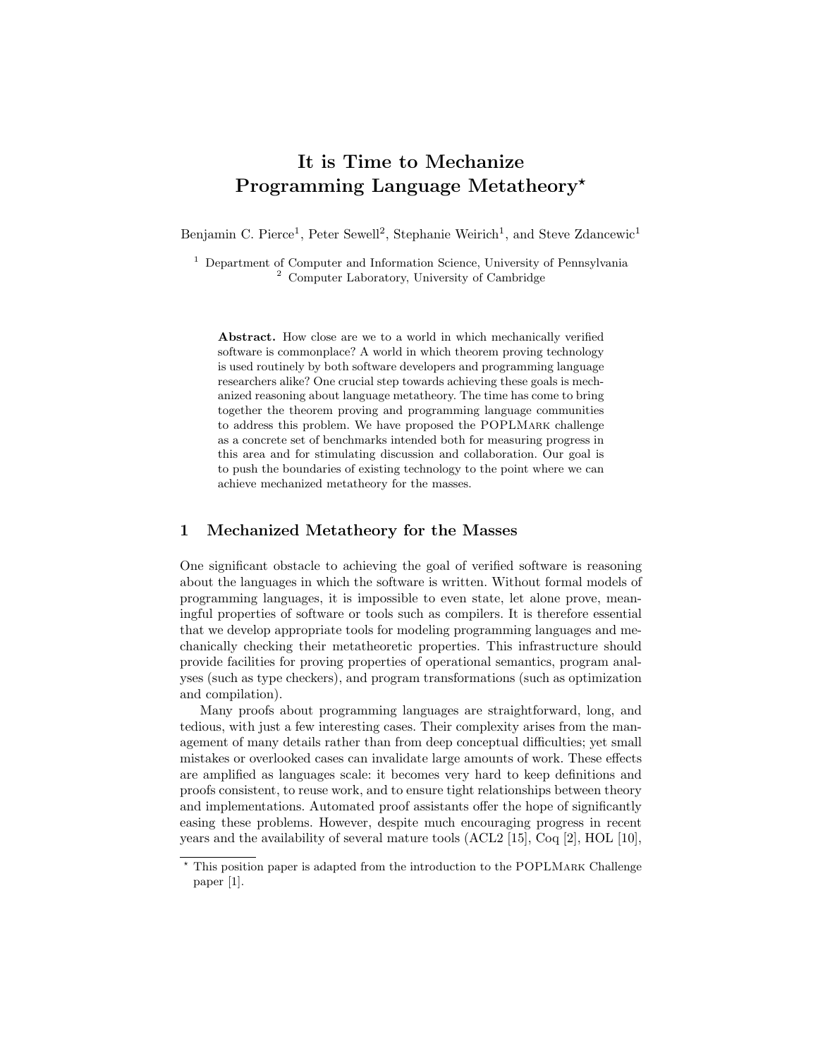# It is Time to Mechanize Programming Language Metatheory*

Benjamin C. Pierce[1], Peter Sewell[2], Stephanie Weirich[1], and Steve Zdancewic[1]

[1] Department of Computer and Information Science, University of Pennsylvania
[2] Computer Laboratory, University of Cambridge

**Abstract.** How close are we to a world in which mechanically verified software is commonplace? A world in which theorem proving technology is used routinely by both software developers and programming language researchers alike? One crucial step towards achieving these goals is mechanized reasoning about language metatheory. The time has come to bring together the theorem proving and programming language communities to address this problem. We have proposed the POPLMark challenge as a concrete set of benchmarks intended both for measuring progress in this area and for stimulating discussion and collaboration. Our goal is to push the boundaries of existing technology to the point where we can achieve mechanized metatheory for the masses.

## 1 Mechanized Metatheory for the Masses

One significant obstacle to achieving the goal of verified software is reasoning about the languages in which the software is written. Without formal models of programming languages, it is impossible to even state, let alone prove, meaningful properties of software or tools such as compilers. It is therefore essential that we develop appropriate tools for modeling programming languages and mechanically checking their metatheoretic properties. This infrastructure should provide facilities for proving properties of operational semantics, program analyses (such as type checkers), and program transformations (such as optimization and compilation).

Many proofs about programming languages are straightforward, long, and tedious, with just a few interesting cases. Their complexity arises from the management of many details rather than from deep conceptual difficulties; yet small mistakes or overlooked cases can invalidate large amounts of work. These effects are amplified as languages scale: it becomes very hard to keep definitions and proofs consistent, to reuse work, and to ensure tight relationships between theory and implementations. Automated proof assistants offer the hope of significantly easing these problems. However, despite much encouraging progress in recent years and the availability of several mature tools (ACL2 [15], Coq [2], HOL [10],

* This position paper is adapted from the introduction to the POPLMark Challenge paper [1].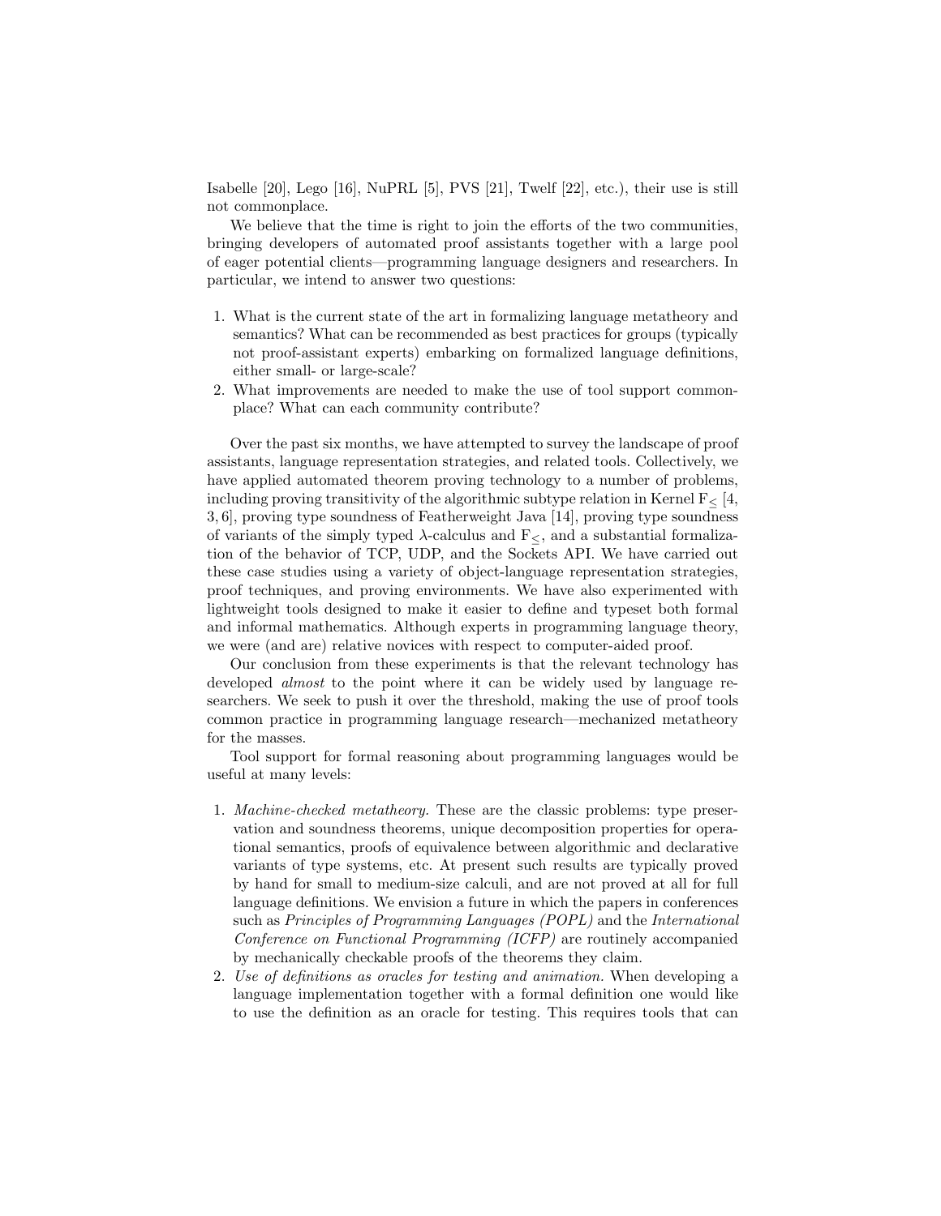Isabelle [20], Lego [16], NuPRL [5], PVS [21], Twelf [22], etc.), their use is still not commonplace.

We believe that the time is right to join the efforts of the two communities, bringing developers of automated proof assistants together with a large pool of eager potential clients—programming language designers and researchers. In particular, we intend to answer two questions:

1. What is the current state of the art in formalizing language metatheory and semantics? What can be recommended as best practices for groups (typically not proof-assistant experts) embarking on formalized language definitions, either small- or large-scale?
2. What improvements are needed to make the use of tool support commonplace? What can each community contribute?

Over the past six months, we have attempted to survey the landscape of proof assistants, language representation strategies, and related tools. Collectively, we have applied automated theorem proving technology to a number of problems, including proving transitivity of the algorithmic subtype relation in Kernel $F_{\leq}$ [4, 3, 6], proving type soundness of Featherweight Java [14], proving type soundness of variants of the simply typed $\lambda$-calculus and $F_{\leq}$, and a substantial formalization of the behavior of TCP, UDP, and the Sockets API. We have carried out these case studies using a variety of object-language representation strategies, proof techniques, and proving environments. We have also experimented with lightweight tools designed to make it easier to define and typeset both formal and informal mathematics. Although experts in programming language theory, we were (and are) relative novices with respect to computer-aided proof.

Our conclusion from these experiments is that the relevant technology has developed *almost* to the point where it can be widely used by language researchers. We seek to push it over the threshold, making the use of proof tools common practice in programming language research—mechanized metatheory for the masses.

Tool support for formal reasoning about programming languages would be useful at many levels:

1. *Machine-checked metatheory.* These are the classic problems: type preservation and soundness theorems, unique decomposition properties for operational semantics, proofs of equivalence between algorithmic and declarative variants of type systems, etc. At present such results are typically proved by hand for small to medium-size calculi, and are not proved at all for full language definitions. We envision a future in which the papers in conferences such as *Principles of Programming Languages (POPL)* and the *International Conference on Functional Programming (ICFP)* are routinely accompanied by mechanically checkable proofs of the theorems they claim.
2. *Use of definitions as oracles for testing and animation.* When developing a language implementation together with a formal definition one would like to use the definition as an oracle for testing. This requires tools that can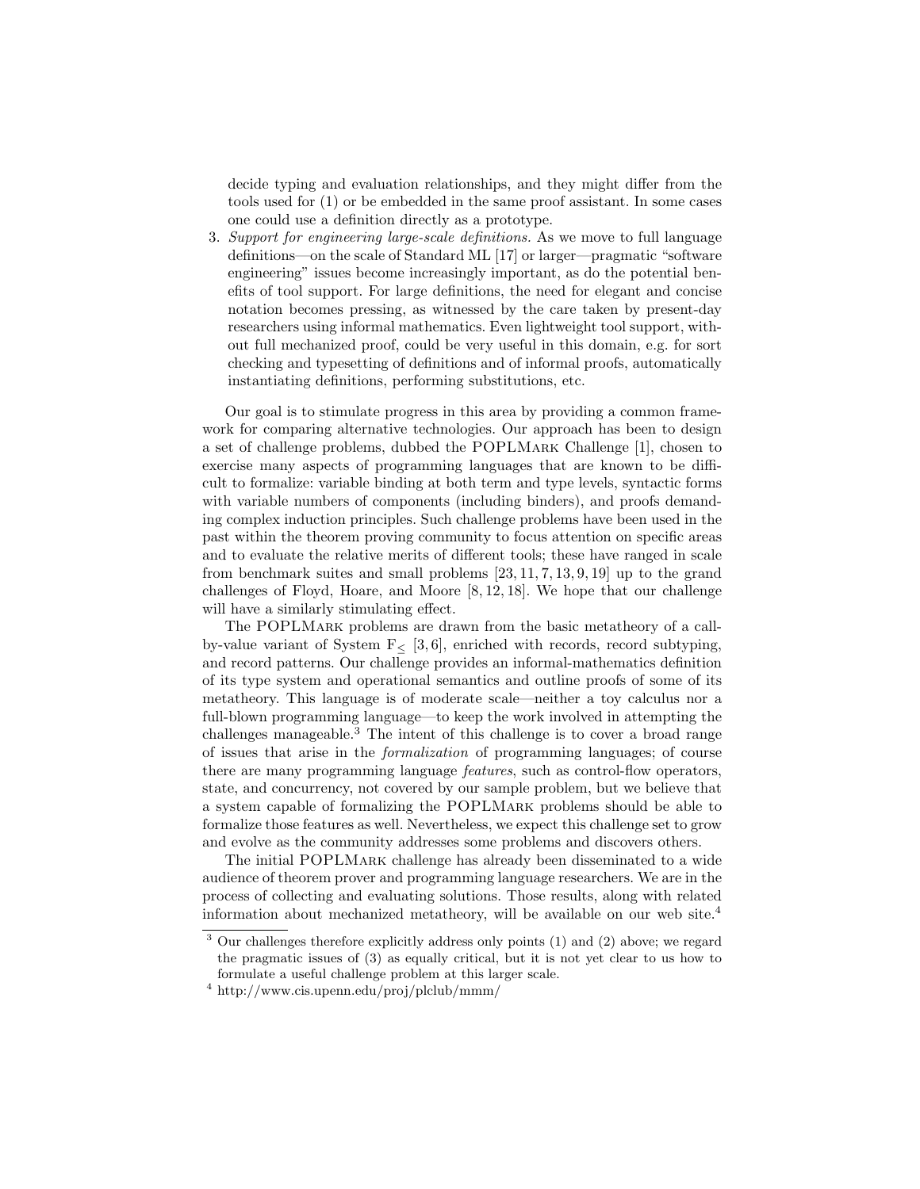decide typing and evaluation relationships, and they might differ from the tools used for (1) or be embedded in the same proof assistant. In some cases one could use a definition directly as a prototype.

3. *Support for engineering large-scale definitions.* As we move to full language definitions—on the scale of Standard ML [17] or larger—pragmatic "software engineering" issues become increasingly important, as do the potential benefits of tool support. For large definitions, the need for elegant and concise notation becomes pressing, as witnessed by the care taken by present-day researchers using informal mathematics. Even lightweight tool support, without full mechanized proof, could be very useful in this domain, e.g. for sort checking and typesetting of definitions and of informal proofs, automatically instantiating definitions, performing substitutions, etc.

Our goal is to stimulate progress in this area by providing a common framework for comparing alternative technologies. Our approach has been to design a set of challenge problems, dubbed the POPLMark Challenge [1], chosen to exercise many aspects of programming languages that are known to be difficult to formalize: variable binding at both term and type levels, syntactic forms with variable numbers of components (including binders), and proofs demanding complex induction principles. Such challenge problems have been used in the past within the theorem proving community to focus attention on specific areas and to evaluate the relative merits of different tools; these have ranged in scale from benchmark suites and small problems [23, 11, 7, 13, 9, 19] up to the grand challenges of Floyd, Hoare, and Moore [8, 12, 18]. We hope that our challenge will have a similarly stimulating effect.

The POPLMark problems are drawn from the basic metatheory of a call-by-value variant of System $F_{\leq}$ [3, 6], enriched with records, record subtyping, and record patterns. Our challenge provides an informal-mathematics definition of its type system and operational semantics and outline proofs of some of its metatheory. This language is of moderate scale—neither a toy calculus nor a full-blown programming language—to keep the work involved in attempting the challenges manageable.[3] The intent of this challenge is to cover a broad range of issues that arise in the *formalization* of programming languages; of course there are many programming language *features*, such as control-flow operators, state, and concurrency, not covered by our sample problem, but we believe that a system capable of formalizing the POPLMark problems should be able to formalize those features as well. Nevertheless, we expect this challenge set to grow and evolve as the community addresses some problems and discovers others.

The initial POPLMark challenge has already been disseminated to a wide audience of theorem prover and programming language researchers. We are in the process of collecting and evaluating solutions. Those results, along with related information about mechanized metatheory, will be available on our web site.[4]

[3] Our challenges therefore explicitly address only points (1) and (2) above; we regard the pragmatic issues of (3) as equally critical, but it is not yet clear to us how to formulate a useful challenge problem at this larger scale.

[4] http://www.cis.upenn.edu/proj/plclub/mmm/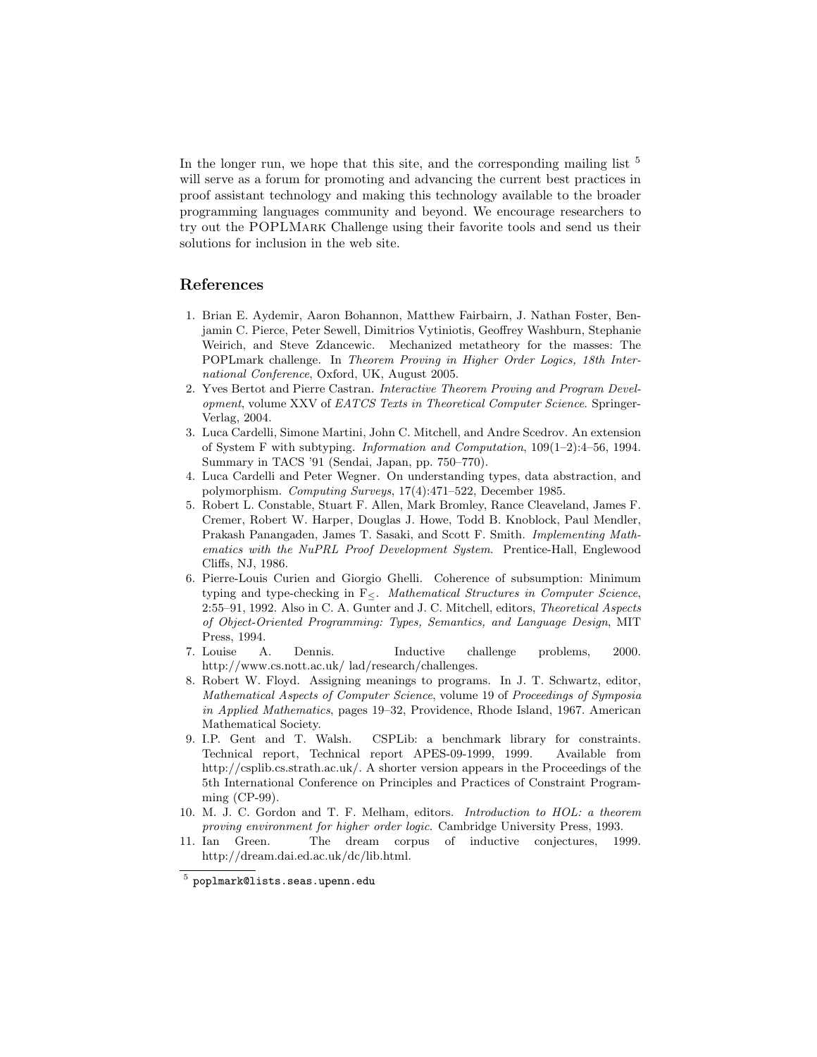In the longer run, we hope that this site, and the corresponding mailing list [5] will serve as a forum for promoting and advancing the current best practices in proof assistant technology and making this technology available to the broader programming languages community and beyond. We encourage researchers to try out the POPLMark Challenge using their favorite tools and send us their solutions for inclusion in the web site.

## References

1. Brian E. Aydemir, Aaron Bohannon, Matthew Fairbairn, J. Nathan Foster, Benjamin C. Pierce, Peter Sewell, Dimitrios Vytiniotis, Geoffrey Washburn, Stephanie Weirich, and Steve Zdancewic. Mechanized metatheory for the masses: The POPLmark challenge. In *Theorem Proving in Higher Order Logics, 18th International Conference*, Oxford, UK, August 2005.
2. Yves Bertot and Pierre Castran. *Interactive Theorem Proving and Program Development*, volume XXV of *EATCS Texts in Theoretical Computer Science*. Springer-Verlag, 2004.
3. Luca Cardelli, Simone Martini, John C. Mitchell, and Andre Scedrov. An extension of System F with subtyping. *Information and Computation*, 109(1–2):4–56, 1994. Summary in TACS '91 (Sendai, Japan, pp. 750–770).
4. Luca Cardelli and Peter Wegner. On understanding types, data abstraction, and polymorphism. *Computing Surveys*, 17(4):471–522, December 1985.
5. Robert L. Constable, Stuart F. Allen, Mark Bromley, Rance Cleaveland, James F. Cremer, Robert W. Harper, Douglas J. Howe, Todd B. Knoblock, Paul Mendler, Prakash Panangaden, James T. Sasaki, and Scott F. Smith. *Implementing Mathematics with the NuPRL Proof Development System*. Prentice-Hall, Englewood Cliffs, NJ, 1986.
6. Pierre-Louis Curien and Giorgio Ghelli. Coherence of subsumption: Minimum typing and type-checking in $F_{\leq}$. *Mathematical Structures in Computer Science*, 2:55–91, 1992. Also in C. A. Gunter and J. C. Mitchell, editors, *Theoretical Aspects of Object-Oriented Programming: Types, Semantics, and Language Design*, MIT Press, 1994.
7. Louise A. Dennis. Inductive challenge problems, 2000. http://www.cs.nott.ac.uk/ lad/research/challenges.
8. Robert W. Floyd. Assigning meanings to programs. In J. T. Schwartz, editor, *Mathematical Aspects of Computer Science*, volume 19 of *Proceedings of Symposia in Applied Mathematics*, pages 19–32, Providence, Rhode Island, 1967. American Mathematical Society.
9. I.P. Gent and T. Walsh. CSPLib: a benchmark library for constraints. Technical report, Technical report APES-09-1999, 1999. Available from http://csplib.cs.strath.ac.uk/. A shorter version appears in the Proceedings of the 5th International Conference on Principles and Practices of Constraint Programming (CP-99).
10. M. J. C. Gordon and T. F. Melham, editors. *Introduction to HOL: a theorem proving environment for higher order logic*. Cambridge University Press, 1993.
11. Ian Green. The dream corpus of inductive conjectures, 1999. http://dream.dai.ed.ac.uk/dc/lib.html.

[5] `poplmark@lists.seas.upenn.edu`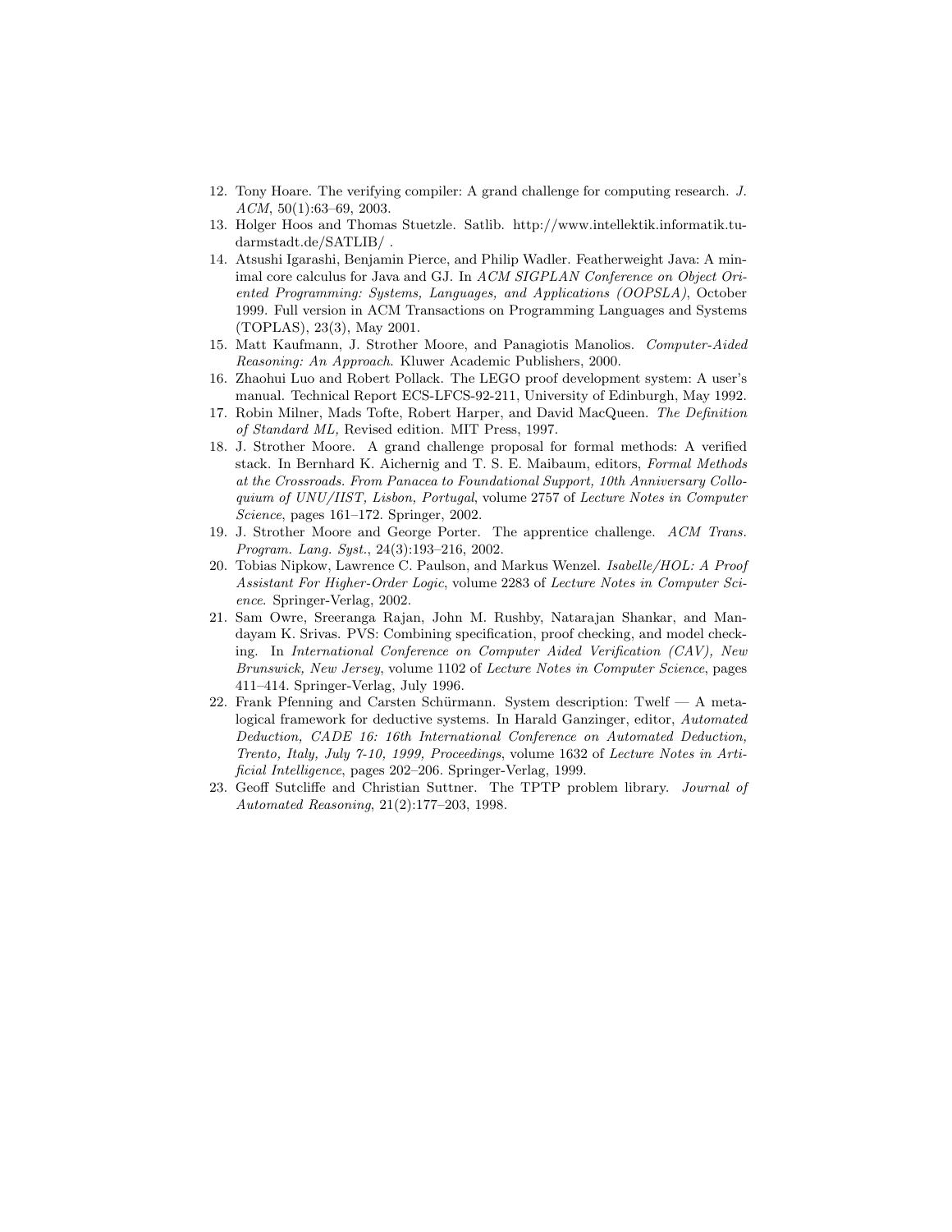12. Tony Hoare. The verifying compiler: A grand challenge for computing research. *J. ACM*, 50(1):63–69, 2003.
13. Holger Hoos and Thomas Stuetzle. Satlib. http://www.intellektik.informatik.tu-darmstadt.de/SATLIB/ .
14. Atsushi Igarashi, Benjamin Pierce, and Philip Wadler. Featherweight Java: A minimal core calculus for Java and GJ. In *ACM SIGPLAN Conference on Object Oriented Programming: Systems, Languages, and Applications (OOPSLA)*, October 1999. Full version in ACM Transactions on Programming Languages and Systems (TOPLAS), 23(3), May 2001.
15. Matt Kaufmann, J. Strother Moore, and Panagiotis Manolios. *Computer-Aided Reasoning: An Approach.* Kluwer Academic Publishers, 2000.
16. Zhaohui Luo and Robert Pollack. The LEGO proof development system: A user's manual. Technical Report ECS-LFCS-92-211, University of Edinburgh, May 1992.
17. Robin Milner, Mads Tofte, Robert Harper, and David MacQueen. *The Definition of Standard ML,* Revised edition. MIT Press, 1997.
18. J. Strother Moore. A grand challenge proposal for formal methods: A verified stack. In Bernhard K. Aichernig and T. S. E. Maibaum, editors, *Formal Methods at the Crossroads. From Panacea to Foundational Support, 10th Anniversary Colloquium of UNU/IIST, Lisbon, Portugal*, volume 2757 of *Lecture Notes in Computer Science*, pages 161–172. Springer, 2002.
19. J. Strother Moore and George Porter. The apprentice challenge. *ACM Trans. Program. Lang. Syst.*, 24(3):193–216, 2002.
20. Tobias Nipkow, Lawrence C. Paulson, and Markus Wenzel. *Isabelle/HOL: A Proof Assistant For Higher-Order Logic*, volume 2283 of *Lecture Notes in Computer Science*. Springer-Verlag, 2002.
21. Sam Owre, Sreeranga Rajan, John M. Rushby, Natarajan Shankar, and Mandayam K. Srivas. PVS: Combining specification, proof checking, and model checking. In *International Conference on Computer Aided Verification (CAV), New Brunswick, New Jersey*, volume 1102 of *Lecture Notes in Computer Science*, pages 411–414. Springer-Verlag, July 1996.
22. Frank Pfenning and Carsten Schürmann. System description: Twelf — A metalogical framework for deductive systems. In Harald Ganzinger, editor, *Automated Deduction, CADE 16: 16th International Conference on Automated Deduction, Trento, Italy, July 7-10, 1999, Proceedings*, volume 1632 of *Lecture Notes in Artificial Intelligence*, pages 202–206. Springer-Verlag, 1999.
23. Geoff Sutcliffe and Christian Suttner. The TPTP problem library. *Journal of Automated Reasoning*, 21(2):177–203, 1998.